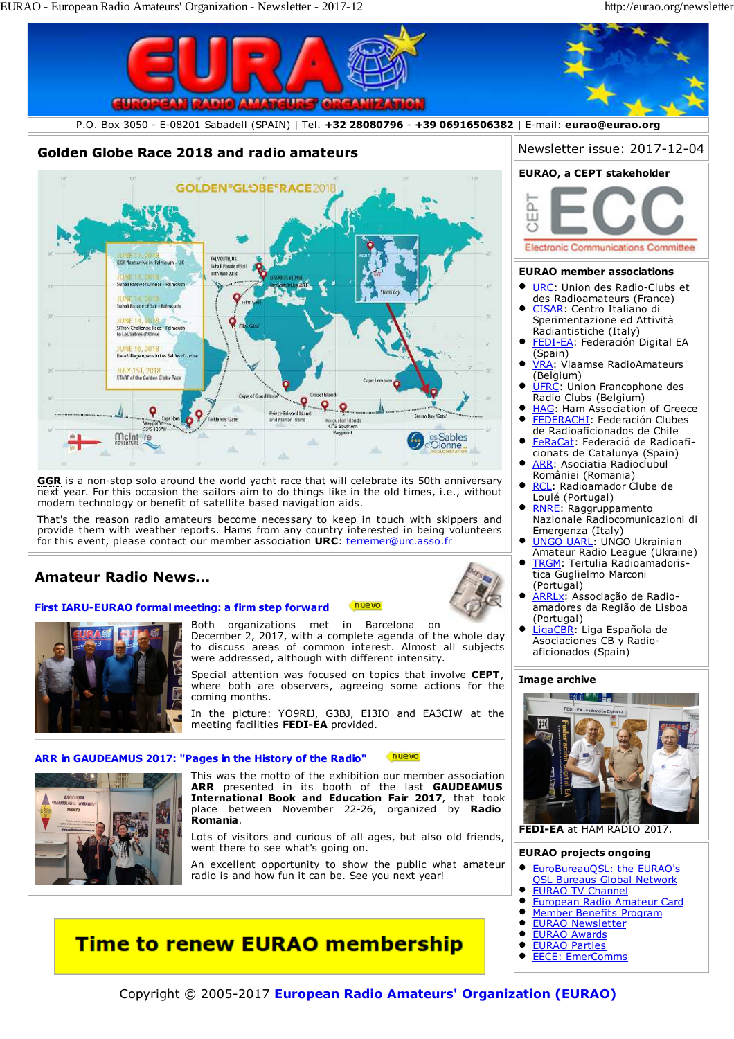P.O. Box 3050 - E-08201 Sabadell (SPAIN) | Tel. **+32 28080796** - **+39 06916506382** | E-mail: **eurao@eurao.org**

## Golden Globe Race 2018 and radio amateurs

**GGR** is a non-stop solo around the world yacht race that will celebrate its 50th anniversary next year. For this occasion the sailors aim to do things like in the old times, i.e., without modern technology or benefit of satellite based navigation aids.

That's the reason radio amateurs become necessary to keep in touch with skippers and provide them with weather reports. Hams from any country interested in being volunteers for this event, please contact our member association **URC**: terremer@urc.asso.fr

## Amateur Radio News...

### First IARU-EURAO formal meeting: a firm step forward

Both organizations met in Barcelona on December 2, 2017, with a complete agenda of the whole day to discuss areas of common interest. Almost all subjects were addressed, although with different intensity.

Special attention was focused on topics that involve **CEPT**, where both are observers, agreeing some actions for the coming months.

In the picture: YO9RIJ, G3BJ, EI3IO and EA3CIW at the meeting facilities **FEDI-EA** provided.

### ARR in GAUDEAMUS 2017: "Pages in the History of the Radio"

This was the motto of the exhibition our member association **ARR** presented in its booth of the last **GAUDEAMUS International Book and Education Fair 2017**, that took place between November 22-26, organized by **Radio Romania**.

Lots of visitors and curious of all ages, but also old friends, went there to see what's going on.

An excellent opportunity to show the public what amateur radio is and how fun it can be. See you next year!

**Time to renew EURAO membership**

Newsletter issue: 2017-12-04

### EURAO, a CEPT stakeholder

### EURAO member associations

- URC: Union des Radio-Clubs et des Radioamateurs (France)
- CISAR: Centro Italiano di Sperimentazione ed Attività Radiantistiche (Italy)
- FEDI-EA: Federación Digital EA (Spain)
- VRA: Vlaamse RadioAmateurs (Belgium)
- UFRC: Union Francophone des Radio Clubs (Belgium)
- HAG: Ham Association of Greece
- FEDERACHI: Federación Clubes de Radioaficionados de Chile
- FeRaCat: Federació de Radioaficionats de Catalunya (Spain)
- ARR: Asociatia Radioclubul României (Romania)
- RCL: Radioamador Clube de Loulé (Portugal)
- RNRE: Raggruppamento Nazionale Radiocomunicazioni di Emergenza (Italy)
- UNGO UARL: UNGO Ukrainian Amateur Radio League (Ukraine)
- TRGM: Tertulia Radioamadoristica Guglielmo Marconi (Portugal)
- ARRLx: Associação de Radioamadores da Região de Lisboa (Portugal)
- LigaCBR: Liga Española de Asociaciones CB y Radioaficionados (Spain)

### Image archive

**FEDI-EA** at HAM RADIO 2017.

### EURAO projects ongoing

- EuroBureauQSL: the EURAO's QSL Bureaus Global Network
- EURAO TV Channel
- European Radio Amateur Card
- Member Benefits Program
- EURAO Newsletter
- EURAO Awards
- EURAO Parties
- EECE: EmerComms

Copyright © 2005-2017 **European Radio Amateurs' Organization (EURAO)**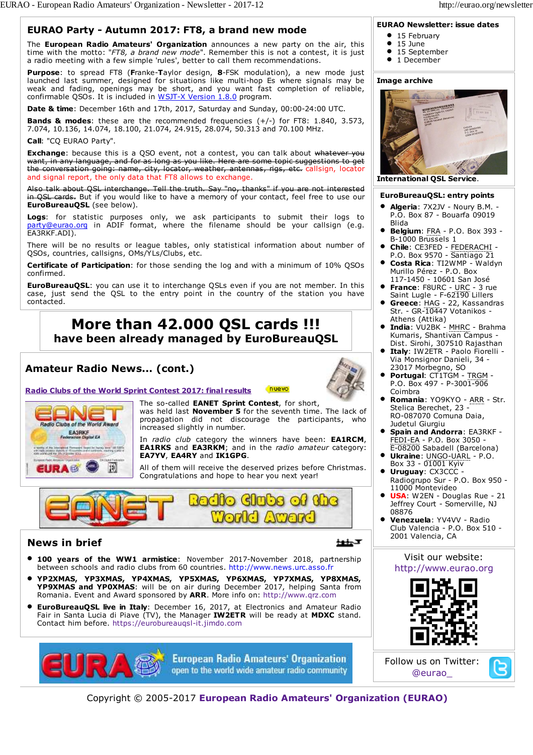## EURAO Party - Autumn 2017: FT8, a brand new mode

The **European Radio Amateurs' Organization** announces a new party on the air, this time with the motto: "*FT8, a brand new mode*". Remember this is not a contest, it is just a radio meeting with a few simple 'rules', better to call them recommendations.

**Purpose**: to spread FT8 (**F**ranke-**T**aylor design, **8**-FSK modulation), a new mode just launched last summer, designed for situations like multi-hop Es where signals may be weak and fading, openings may be short, and you want fast completion of reliable, confirmable QSOs. It is included in WSJT-X Version 1.8.0 program.

**Date & time**: December 16th and 17th, 2017, Saturday and Sunday, 00:00-24:00 UTC.

**Bands & modes**: these are the recommended frequencies (+/-) for FT8: 1.840, 3.573, 7.074, 10.136, 14.074, 18.100, 21.074, 24.915, 28.074, 50.313 and 70.100 MHz.

**Call**: "CQ EURAO Party".

**Exchange**: because this is a QSO event, not a contest, you can talk about ~~whatever you want, in any language, and for as long as you like. Here are some topic suggestions to get the conversation going: name, city, locator, weather, antennas, rigs, etc.~~ callsign, locator and signal report, the only data that FT8 allows to exchange.

~~Also talk about QSL interchange. Tell the truth. Say "no, thanks" if you are not interested in QSL cards.~~ But if you would like to have a memory of your contact, feel free to use our **EuroBureauQSL** (see below).

**Logs**: for statistic purposes only, we ask participants to submit their logs to party@eurao.org in ADIF format, where the filename should be your callsign (e.g. EA3RKF.ADI).

There will be no results or league tables, only statistical information about number of QSOs, countries, callsigns, OMs/YLs/Clubs, etc.

**Certificate of Participation**: for those sending the log and with a minimum of 10% QSOs confirmed.

**EuroBureauQSL**: you can use it to interchange QSLs even if you are not member. In this case, just send the QSL to the entry point in the country of the station you have contacted.

# More than 42.000 QSL cards !!!
## have been already managed by EuroBureauQSL

## Amateur Radio News... (cont.)

**Radio Clubs of the World Sprint Contest 2017: final results** nuevo

The so-called **EANET Sprint Contest**, for short, was held last **November 5** for the seventh time. The lack of propagation did not discourage the participants, who increased slightly in number.

In *radio club* category the winners have been: **EA1RCM**, **EA1RKS** and **EA3RKM**; and in the *radio amateur* category: **EA7YV**, **EA4RY** and **IK1GPG**.

All of them will receive the deserved prizes before Christmas. Congratulations and hope to hear you next year!

EANET Radio Clubs of the World Award

## News in brief

- **100 years of the WW1 armistice**: November 2017-November 2018, partnership between schools and radio clubs from 60 countries. http://www.news.urc.asso.fr
- **YP2XMAS, YP3XMAS, YP4XMAS, YP5XMAS, YP6XMAS, YP7XMAS, YP8XMAS, YP9XMAS and YP0XMAS**: will be on air during December 2017, helping Santa from Romania. Event and Award sponsored by **ARR**. More info on: http://www.qrz.com
- **EuroBureauQSL live in Italy**: December 16, 2017, at Electronics and Amateur Radio Fair in Santa Lucia di Piave (TV), the Manager **IW2ETR** will be ready at **MDXC** stand. Contact him before. https://eurobureauqsl-it.jimdo.com

EURAO European Radio Amateurs' Organization — open to the world wide amateur radio community

### EURAO Newsletter: issue dates

- 15 February
- 15 June
- 15 September
- 1 December

### Image archive

International QSL Service.

### EuroBureauQSL: entry points

- **Algeria**: 7X2JV - Noury B.M. - P.O. Box 87 - Bouarfa 09019 Blida
- **Belgium**: FRA - P.O. Box 393 - B-1000 Brussels 1
- **Chile**: CE3FED - FEDERACHI - P.O. Box 9570 - Santiago 21
- **Costa Rica**: TI2WMP - Waldyn Murillo Pérez - P.O. Box 117-1450 - 10601 San José
- **France**: F8URC - URC - 3 rue Saint Lugle - F-62190 Lillers
- **Greece**: HAG - 22, Kassandras Str. - GR-10447 Votanikos - Athens (Attika)
- **India**: VU2BK - MHRC - Brahma Kumaris, Shantivan Campus - Dist. Sirohi, 307510 Rajasthan
- **Italy**: IW2ETR - Paolo Fiorelli - Via Monsignor Danieli, 34 - 23017 Morbegno, SO
- **Portugal**: CT1TGM - TRGM - P.O. Box 497 - P-3001-906 Coimbra
- **Romania**: YO9KYO - ARR - Str. Stelica Berechet, 23 - RO-087070 Comuna Daia, Judetul Giurgiu
- **Spain and Andorra**: EA3RKF - FEDI-EA - P.O. Box 3050 - E-08200 Sabadell (Barcelona)
- **Ukraine**: UNGO-UARL - P.O. Box 33 - 01001 Kyiv
- **Uruguay**: CX3CCC - Radiogrupo Sur - P.O. Box 950 - 11000 Montevideo
- **USA**: W2EN - Douglas Rue - 21 Jeffrey Court - Somerville, NJ 08876
- **Venezuela**: YV4VV - Radio Club Valencia - P.O. Box 510 - 2001 Valencia, CA

Visit our website:
http://www.eurao.org

Follow us on Twitter:
@eurao_

Copyright © 2005-2017 **European Radio Amateurs' Organization (EURAO)**